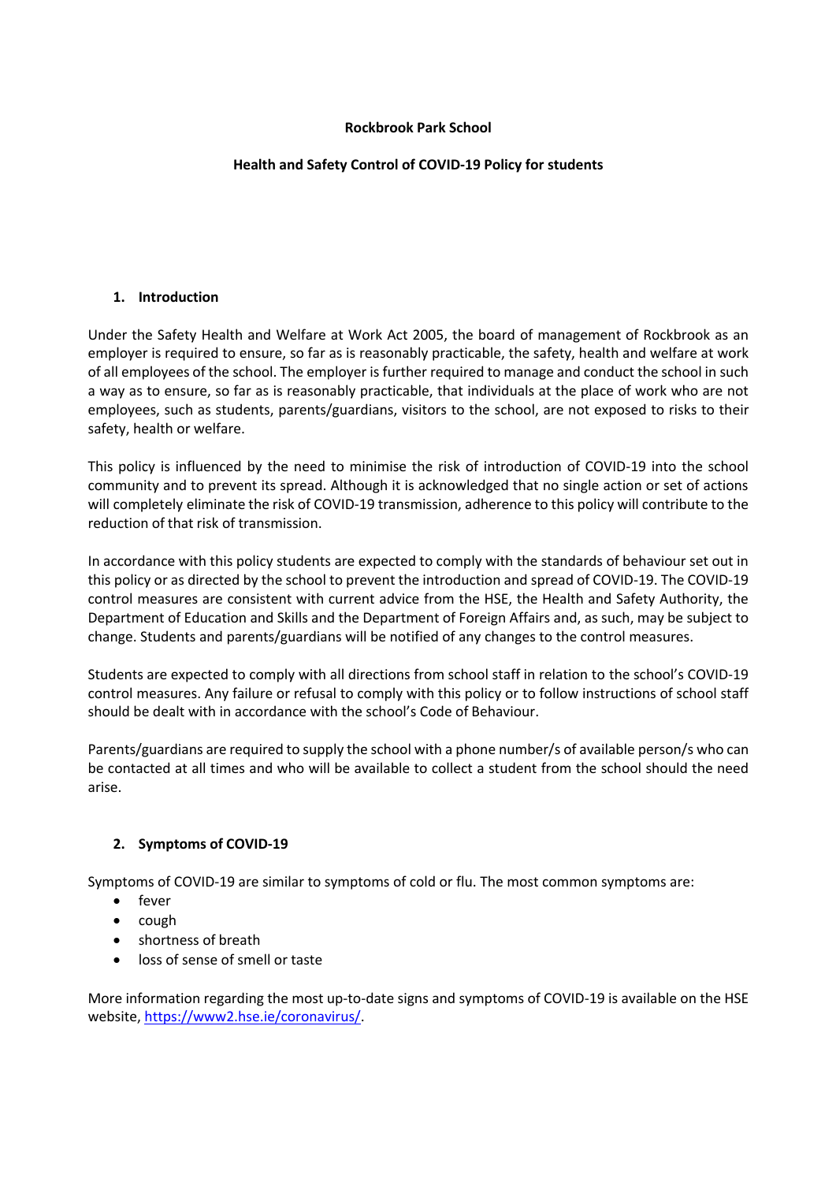**Rockbrook Park School**

**Health and Safety Control of COVID-19 Policy for students**

## 1. Introduction

Under the Safety Health and Welfare at Work Act 2005, the board of management of Rockbrook as an employer is required to ensure, so far as is reasonably practicable, the safety, health and welfare at work of all employees of the school. The employer is further required to manage and conduct the school in such a way as to ensure, so far as is reasonably practicable, that individuals at the place of work who are not employees, such as students, parents/guardians, visitors to the school, are not exposed to risks to their safety, health or welfare.

This policy is influenced by the need to minimise the risk of introduction of COVID-19 into the school community and to prevent its spread. Although it is acknowledged that no single action or set of actions will completely eliminate the risk of COVID-19 transmission, adherence to this policy will contribute to the reduction of that risk of transmission.

In accordance with this policy students are expected to comply with the standards of behaviour set out in this policy or as directed by the school to prevent the introduction and spread of COVID-19. The COVID-19 control measures are consistent with current advice from the HSE, the Health and Safety Authority, the Department of Education and Skills and the Department of Foreign Affairs and, as such, may be subject to change. Students and parents/guardians will be notified of any changes to the control measures.

Students are expected to comply with all directions from school staff in relation to the school's COVID-19 control measures. Any failure or refusal to comply with this policy or to follow instructions of school staff should be dealt with in accordance with the school's Code of Behaviour.

Parents/guardians are required to supply the school with a phone number/s of available person/s who can be contacted at all times and who will be available to collect a student from the school should the need arise.

## 2. Symptoms of COVID-19

Symptoms of COVID-19 are similar to symptoms of cold or flu. The most common symptoms are:

- fever
- cough
- shortness of breath
- loss of sense of smell or taste

More information regarding the most up-to-date signs and symptoms of COVID-19 is available on the HSE website, https://www2.hse.ie/coronavirus/.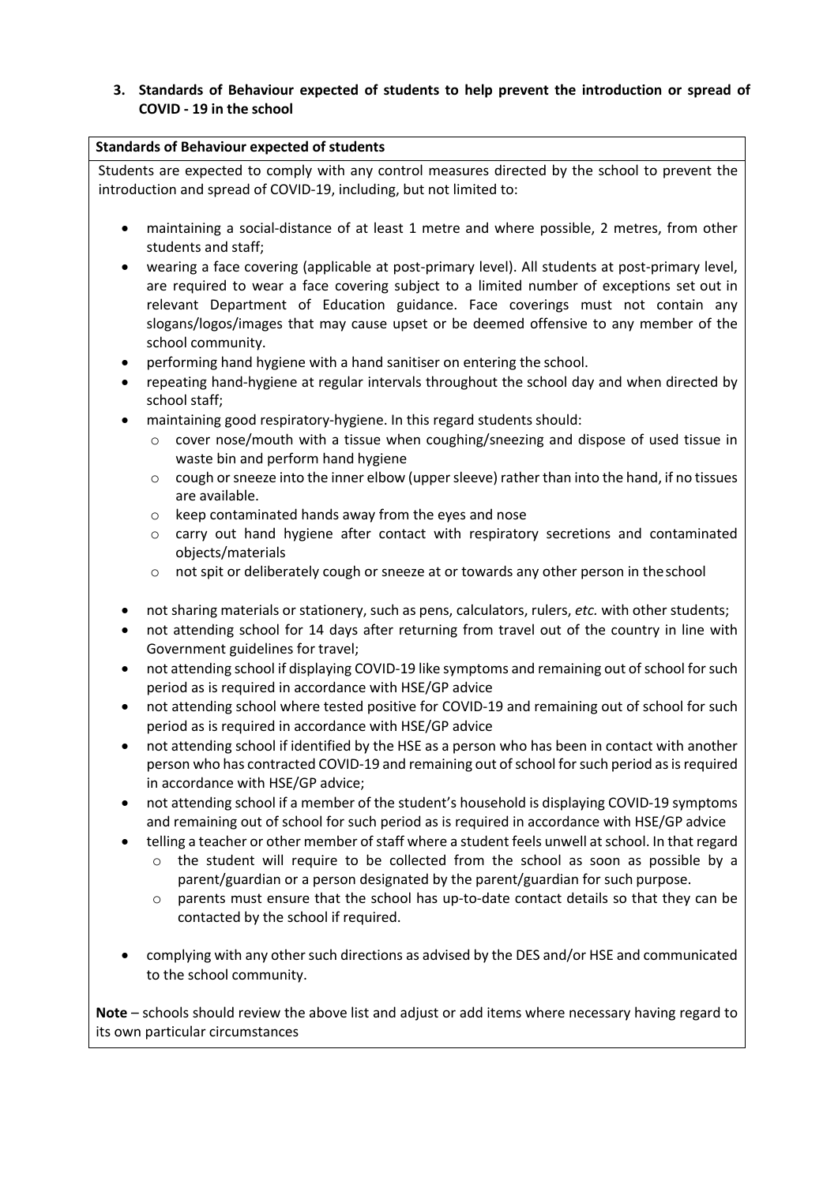### 3. Standards of Behaviour expected of students to help prevent the introduction or spread of COVID - 19 in the school

**Standards of Behaviour expected of students**

Students are expected to comply with any control measures directed by the school to prevent the introduction and spread of COVID-19, including, but not limited to:

- maintaining a social-distance of at least 1 metre and where possible, 2 metres, from other students and staff;
- wearing a face covering (applicable at post-primary level). All students at post-primary level, are required to wear a face covering subject to a limited number of exceptions set out in relevant Department of Education guidance. Face coverings must not contain any slogans/logos/images that may cause upset or be deemed offensive to any member of the school community.
- performing hand hygiene with a hand sanitiser on entering the school.
- repeating hand-hygiene at regular intervals throughout the school day and when directed by school staff;
- maintaining good respiratory-hygiene. In this regard students should:
  - cover nose/mouth with a tissue when coughing/sneezing and dispose of used tissue in waste bin and perform hand hygiene
  - cough or sneeze into the inner elbow (upper sleeve) rather than into the hand, if no tissues are available.
  - keep contaminated hands away from the eyes and nose
  - carry out hand hygiene after contact with respiratory secretions and contaminated objects/materials
  - not spit or deliberately cough or sneeze at or towards any other person in the school
- not sharing materials or stationery, such as pens, calculators, rulers, *etc.* with other students;
- not attending school for 14 days after returning from travel out of the country in line with Government guidelines for travel;
- not attending school if displaying COVID-19 like symptoms and remaining out of school for such period as is required in accordance with HSE/GP advice
- not attending school where tested positive for COVID-19 and remaining out of school for such period as is required in accordance with HSE/GP advice
- not attending school if identified by the HSE as a person who has been in contact with another person who has contracted COVID-19 and remaining out of school for such period as is required in accordance with HSE/GP advice;
- not attending school if a member of the student's household is displaying COVID-19 symptoms and remaining out of school for such period as is required in accordance with HSE/GP advice
- telling a teacher or other member of staff where a student feels unwell at school. In that regard
  - the student will require to be collected from the school as soon as possible by a parent/guardian or a person designated by the parent/guardian for such purpose.
  - parents must ensure that the school has up-to-date contact details so that they can be contacted by the school if required.
- complying with any other such directions as advised by the DES and/or HSE and communicated to the school community.

**Note** – schools should review the above list and adjust or add items where necessary having regard to its own particular circumstances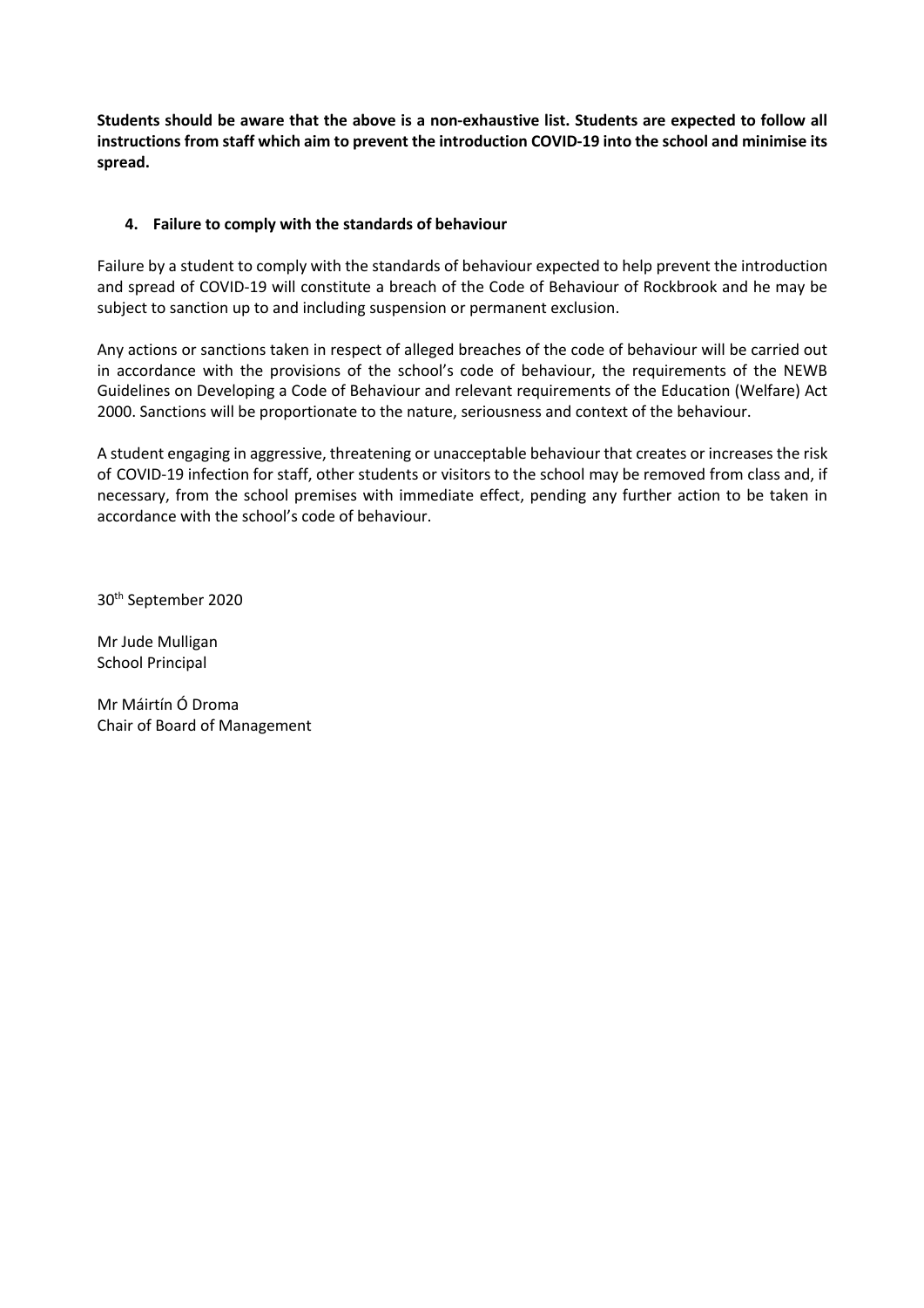**Students should be aware that the above is a non-exhaustive list. Students are expected to follow all instructions from staff which aim to prevent the introduction COVID-19 into the school and minimise its spread.**

## 4. Failure to comply with the standards of behaviour

Failure by a student to comply with the standards of behaviour expected to help prevent the introduction and spread of COVID-19 will constitute a breach of the Code of Behaviour of Rockbrook and he may be subject to sanction up to and including suspension or permanent exclusion.

Any actions or sanctions taken in respect of alleged breaches of the code of behaviour will be carried out in accordance with the provisions of the school's code of behaviour, the requirements of the NEWB Guidelines on Developing a Code of Behaviour and relevant requirements of the Education (Welfare) Act 2000. Sanctions will be proportionate to the nature, seriousness and context of the behaviour.

A student engaging in aggressive, threatening or unacceptable behaviour that creates or increases the risk of COVID-19 infection for staff, other students or visitors to the school may be removed from class and, if necessary, from the school premises with immediate effect, pending any further action to be taken in accordance with the school's code of behaviour.

30th September 2020

Mr Jude Mulligan
School Principal

Mr Máirtín Ó Droma
Chair of Board of Management